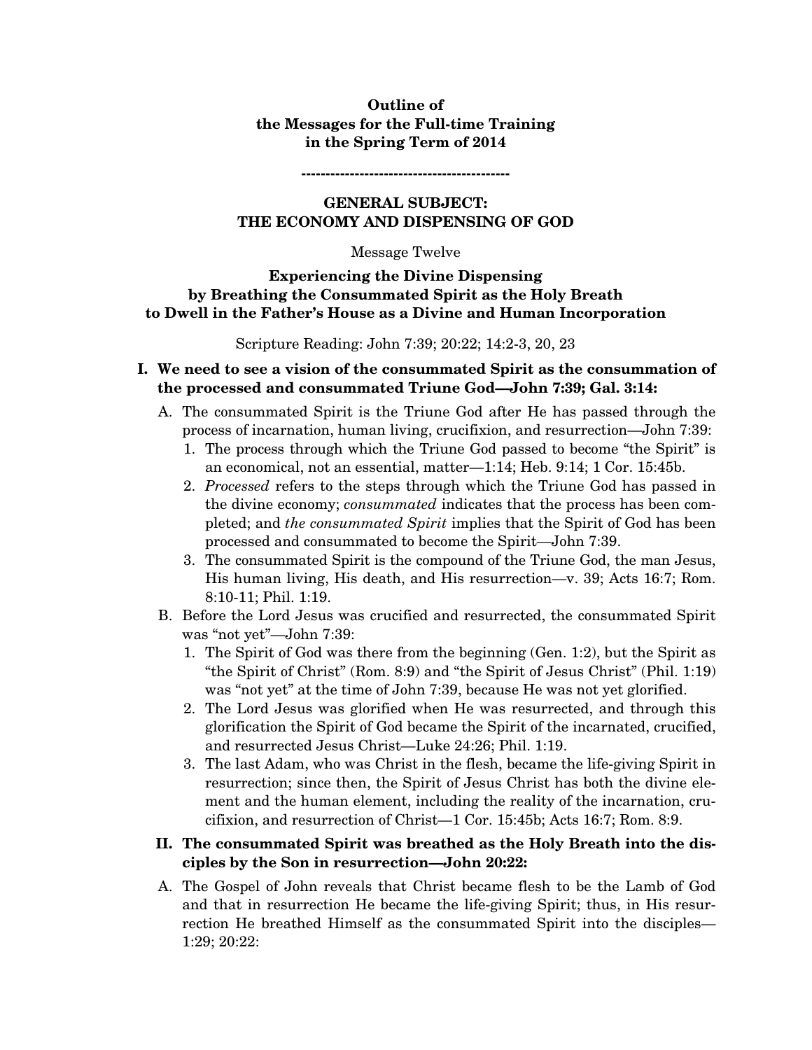**Outline of**
**the Messages for the Full-time Training**
**in the Spring Term of 2014**

**-------------------------------------------**

## GENERAL SUBJECT: THE ECONOMY AND DISPENSING OF GOD

Message Twelve

### Experiencing the Divine Dispensing by Breathing the Consummated Spirit as the Holy Breath to Dwell in the Father's House as a Divine and Human Incorporation

Scripture Reading: John 7:39; 20:22; 14:2-3, 20, 23

**I. We need to see a vision of the consummated Spirit as the consummation of the processed and consummated Triune God—John 7:39; Gal. 3:14:**

- A. The consummated Spirit is the Triune God after He has passed through the process of incarnation, human living, crucifixion, and resurrection—John 7:39:
  1. The process through which the Triune God passed to become "the Spirit" is an economical, not an essential, matter—1:14; Heb. 9:14; 1 Cor. 15:45b.
  2. *Processed* refers to the steps through which the Triune God has passed in the divine economy; *consummated* indicates that the process has been completed; and *the consummated Spirit* implies that the Spirit of God has been processed and consummated to become the Spirit—John 7:39.
  3. The consummated Spirit is the compound of the Triune God, the man Jesus, His human living, His death, and His resurrection—v. 39; Acts 16:7; Rom. 8:10-11; Phil. 1:19.
- B. Before the Lord Jesus was crucified and resurrected, the consummated Spirit was "not yet"—John 7:39:
  1. The Spirit of God was there from the beginning (Gen. 1:2), but the Spirit as "the Spirit of Christ" (Rom. 8:9) and "the Spirit of Jesus Christ" (Phil. 1:19) was "not yet" at the time of John 7:39, because He was not yet glorified.
  2. The Lord Jesus was glorified when He was resurrected, and through this glorification the Spirit of God became the Spirit of the incarnated, crucified, and resurrected Jesus Christ—Luke 24:26; Phil. 1:19.
  3. The last Adam, who was Christ in the flesh, became the life-giving Spirit in resurrection; since then, the Spirit of Jesus Christ has both the divine element and the human element, including the reality of the incarnation, crucifixion, and resurrection of Christ—1 Cor. 15:45b; Acts 16:7; Rom. 8:9.

**II. The consummated Spirit was breathed as the Holy Breath into the disciples by the Son in resurrection—John 20:22:**

- A. The Gospel of John reveals that Christ became flesh to be the Lamb of God and that in resurrection He became the life-giving Spirit; thus, in His resurrection He breathed Himself as the consummated Spirit into the disciples—1:29; 20:22: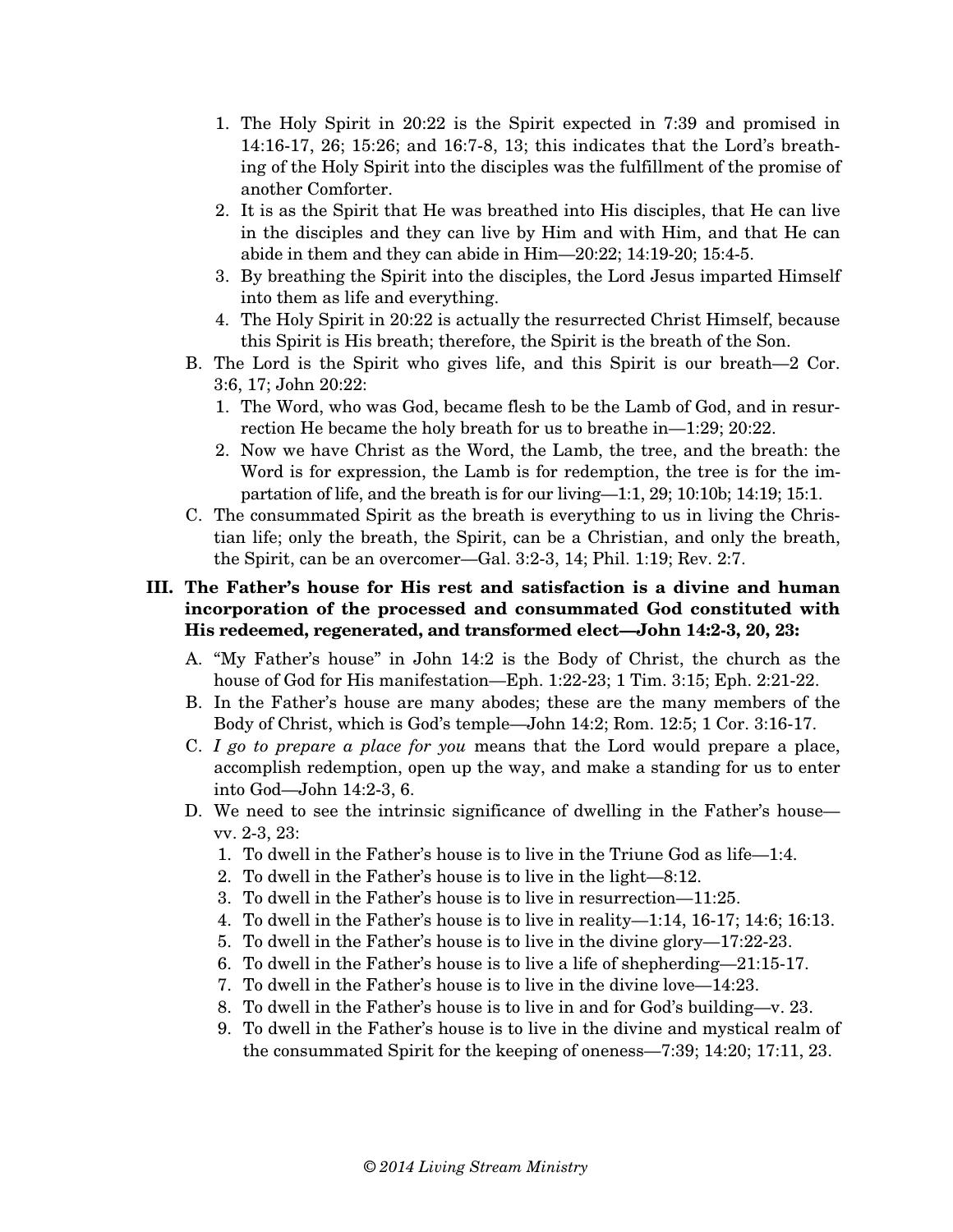1. The Holy Spirit in 20:22 is the Spirit expected in 7:39 and promised in 14:16-17, 26; 15:26; and 16:7-8, 13; this indicates that the Lord's breathing of the Holy Spirit into the disciples was the fulfillment of the promise of another Comforter.
2. It is as the Spirit that He was breathed into His disciples, that He can live in the disciples and they can live by Him and with Him, and that He can abide in them and they can abide in Him—20:22; 14:19-20; 15:4-5.
3. By breathing the Spirit into the disciples, the Lord Jesus imparted Himself into them as life and everything.
4. The Holy Spirit in 20:22 is actually the resurrected Christ Himself, because this Spirit is His breath; therefore, the Spirit is the breath of the Son.

B. The Lord is the Spirit who gives life, and this Spirit is our breath—2 Cor. 3:6, 17; John 20:22:

1. The Word, who was God, became flesh to be the Lamb of God, and in resurrection He became the holy breath for us to breathe in—1:29; 20:22.
2. Now we have Christ as the Word, the Lamb, the tree, and the breath: the Word is for expression, the Lamb is for redemption, the tree is for the impartation of life, and the breath is for our living—1:1, 29; 10:10b; 14:19; 15:1.

C. The consummated Spirit as the breath is everything to us in living the Christian life; only the breath, the Spirit, can be a Christian, and only the breath, the Spirit, can be an overcomer—Gal. 3:2-3, 14; Phil. 1:19; Rev. 2:7.

**III. The Father's house for His rest and satisfaction is a divine and human incorporation of the processed and consummated God constituted with His redeemed, regenerated, and transformed elect—John 14:2-3, 20, 23:**

A. "My Father's house" in John 14:2 is the Body of Christ, the church as the house of God for His manifestation—Eph. 1:22-23; 1 Tim. 3:15; Eph. 2:21-22.

B. In the Father's house are many abodes; these are the many members of the Body of Christ, which is God's temple—John 14:2; Rom. 12:5; 1 Cor. 3:16-17.

C. *I go to prepare a place for you* means that the Lord would prepare a place, accomplish redemption, open up the way, and make a standing for us to enter into God—John 14:2-3, 6.

D. We need to see the intrinsic significance of dwelling in the Father's house—vv. 2-3, 23:

1. To dwell in the Father's house is to live in the Triune God as life—1:4.
2. To dwell in the Father's house is to live in the light—8:12.
3. To dwell in the Father's house is to live in resurrection—11:25.
4. To dwell in the Father's house is to live in reality—1:14, 16-17; 14:6; 16:13.
5. To dwell in the Father's house is to live in the divine glory—17:22-23.
6. To dwell in the Father's house is to live a life of shepherding—21:15-17.
7. To dwell in the Father's house is to live in the divine love—14:23.
8. To dwell in the Father's house is to live in and for God's building—v. 23.
9. To dwell in the Father's house is to live in the divine and mystical realm of the consummated Spirit for the keeping of oneness—7:39; 14:20; 17:11, 23.

*© 2014 Living Stream Ministry*